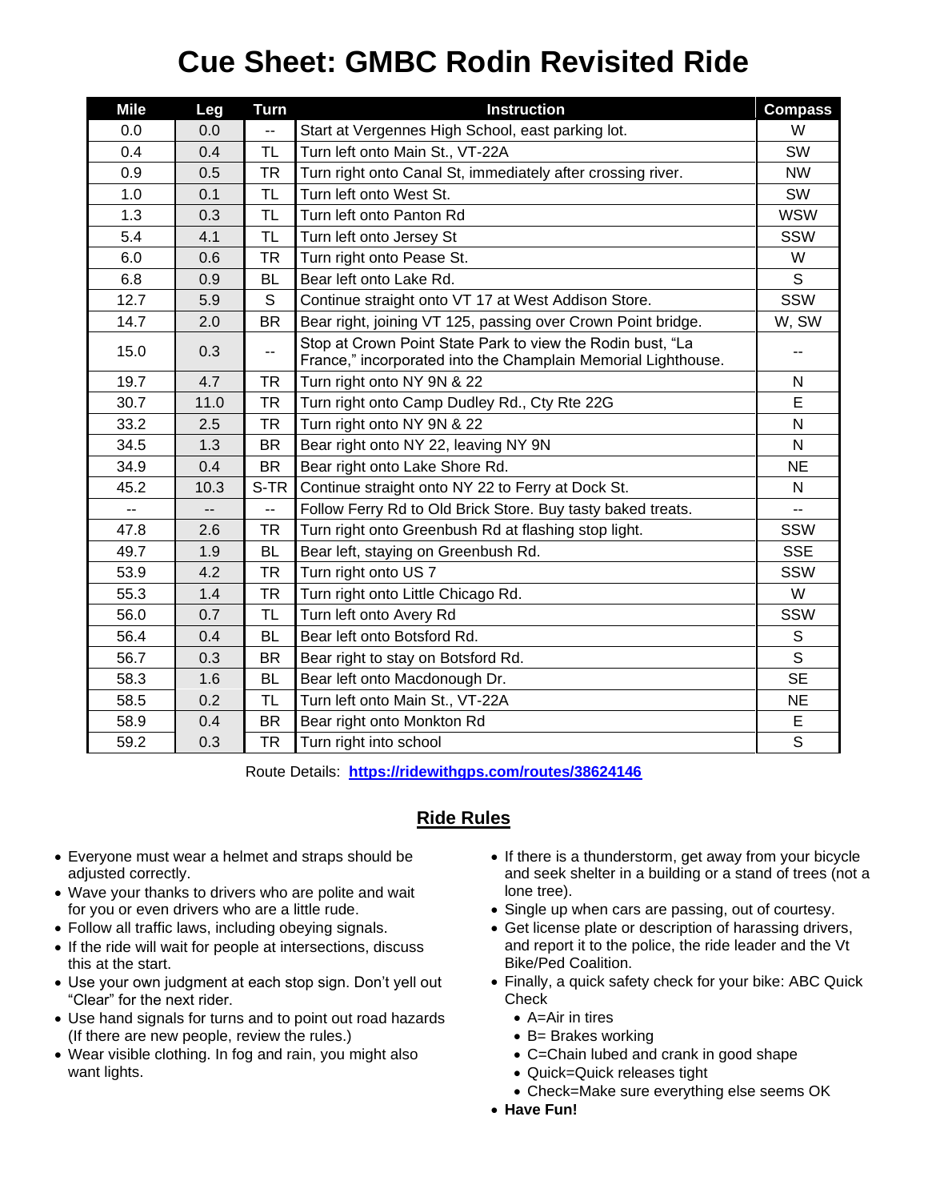# Cue Sheet: GMBC Rodin Revisited Ride

| Mile | Leg | Turn | Instruction | Compass |
|---|---|---|---|---|
| 0.0 | 0.0 | -- | Start at Vergennes High School, east parking lot. | W |
| 0.4 | 0.4 | TL | Turn left onto Main St., VT-22A | SW |
| 0.9 | 0.5 | TR | Turn right onto Canal St, immediately after crossing river. | NW |
| 1.0 | 0.1 | TL | Turn left onto West St. | SW |
| 1.3 | 0.3 | TL | Turn left onto Panton Rd | WSW |
| 5.4 | 4.1 | TL | Turn left onto Jersey St | SSW |
| 6.0 | 0.6 | TR | Turn right onto Pease St. | W |
| 6.8 | 0.9 | BL | Bear left onto Lake Rd. | S |
| 12.7 | 5.9 | S | Continue straight onto VT 17 at West Addison Store. | SSW |
| 14.7 | 2.0 | BR | Bear right, joining VT 125, passing over Crown Point bridge. | W, SW |
| 15.0 | 0.3 | -- | Stop at Crown Point State Park to view the Rodin bust, “La France,” incorporated into the Champlain Memorial Lighthouse. | -- |
| 19.7 | 4.7 | TR | Turn right onto NY 9N & 22 | N |
| 30.7 | 11.0 | TR | Turn right onto Camp Dudley Rd., Cty Rte 22G | E |
| 33.2 | 2.5 | TR | Turn right onto NY 9N & 22 | N |
| 34.5 | 1.3 | BR | Bear right onto NY 22, leaving NY 9N | N |
| 34.9 | 0.4 | BR | Bear right onto Lake Shore Rd. | NE |
| 45.2 | 10.3 | S-TR | Continue straight onto NY 22 to Ferry at Dock St. | N |
| -- | -- | -- | Follow Ferry Rd to Old Brick Store. Buy tasty baked treats. | -- |
| 47.8 | 2.6 | TR | Turn right onto Greenbush Rd at flashing stop light. | SSW |
| 49.7 | 1.9 | BL | Bear left, staying on Greenbush Rd. | SSE |
| 53.9 | 4.2 | TR | Turn right onto US 7 | SSW |
| 55.3 | 1.4 | TR | Turn right onto Little Chicago Rd. | W |
| 56.0 | 0.7 | TL | Turn left onto Avery Rd | SSW |
| 56.4 | 0.4 | BL | Bear left onto Botsford Rd. | S |
| 56.7 | 0.3 | BR | Bear right to stay on Botsford Rd. | S |
| 58.3 | 1.6 | BL | Bear left onto Macdonough Dr. | SE |
| 58.5 | 0.2 | TL | Turn left onto Main St., VT-22A | NE |
| 58.9 | 0.4 | BR | Bear right onto Monkton Rd | E |
| 59.2 | 0.3 | TR | Turn right into school | S |

Route Details: **https://ridewithgps.com/routes/38624146**

## Ride Rules

- Everyone must wear a helmet and straps should be adjusted correctly.
- Wave your thanks to drivers who are polite and wait for you or even drivers who are a little rude.
- Follow all traffic laws, including obeying signals.
- If the ride will wait for people at intersections, discuss this at the start.
- Use your own judgment at each stop sign. Don’t yell out “Clear” for the next rider.
- Use hand signals for turns and to point out road hazards (If there are new people, review the rules.)
- Wear visible clothing. In fog and rain, you might also want lights.
- If there is a thunderstorm, get away from your bicycle and seek shelter in a building or a stand of trees (not a lone tree).
- Single up when cars are passing, out of courtesy.
- Get license plate or description of harassing drivers, and report it to the police, the ride leader and the Vt Bike/Ped Coalition.
- Finally, a quick safety check for your bike: ABC Quick Check
  - A=Air in tires
  - B= Brakes working
  - C=Chain lubed and crank in good shape
  - Quick=Quick releases tight
  - Check=Make sure everything else seems OK
- **Have Fun!**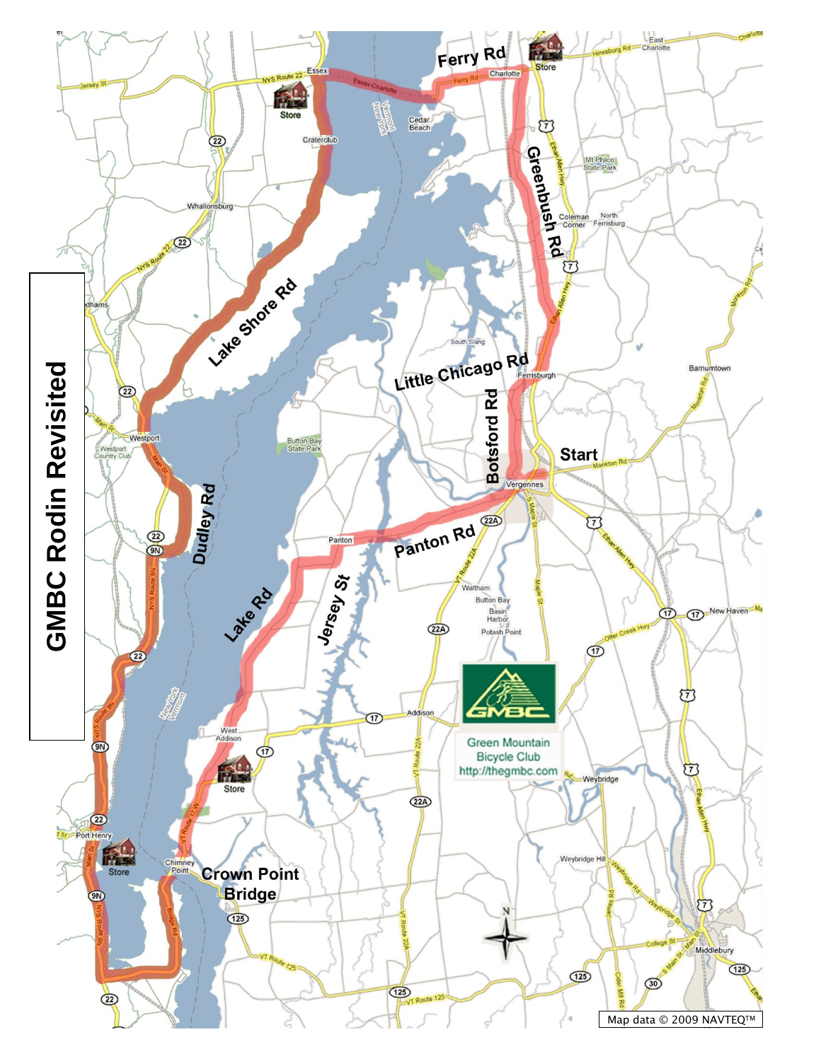# GMBC Rodin Revisited

Ferry Rd

Store

Greenbush Rd

Lake Shore Rd

Little Chicago Rd

Botsford Rd

Start

Dudley Rd

Panton Rd

Lake Rd

Jersey St

Store

Store

Crown Point Bridge

GMBC

Green Mountain Bicycle Club

http://thegmbc.com

Map data © 2009 NAVTEQ™